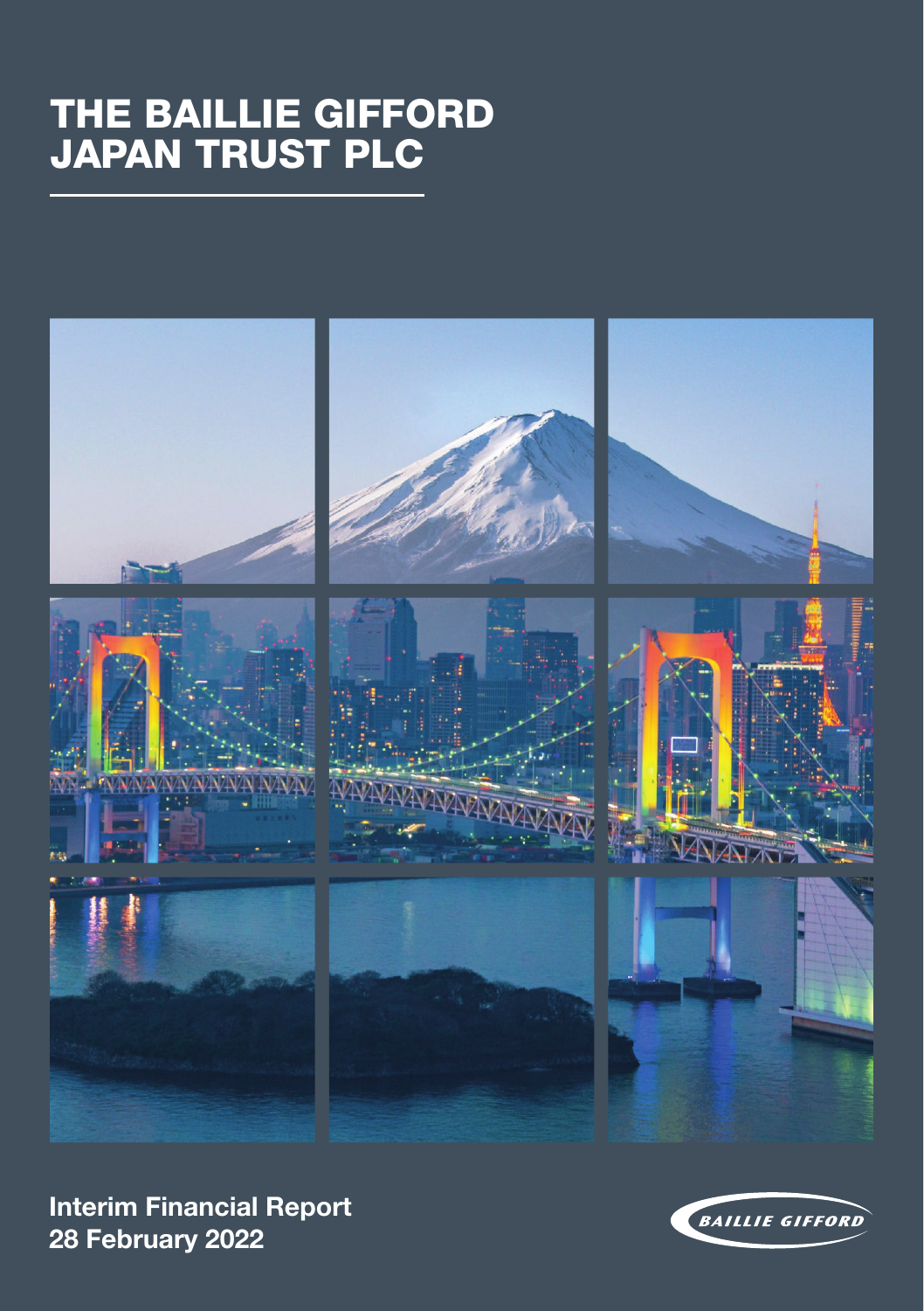# THE BAILLIE GIFFORD JAPAN TRUST PLC

**Interim Financial Report**
**28 February 2022**

BAILLIE GIFFORD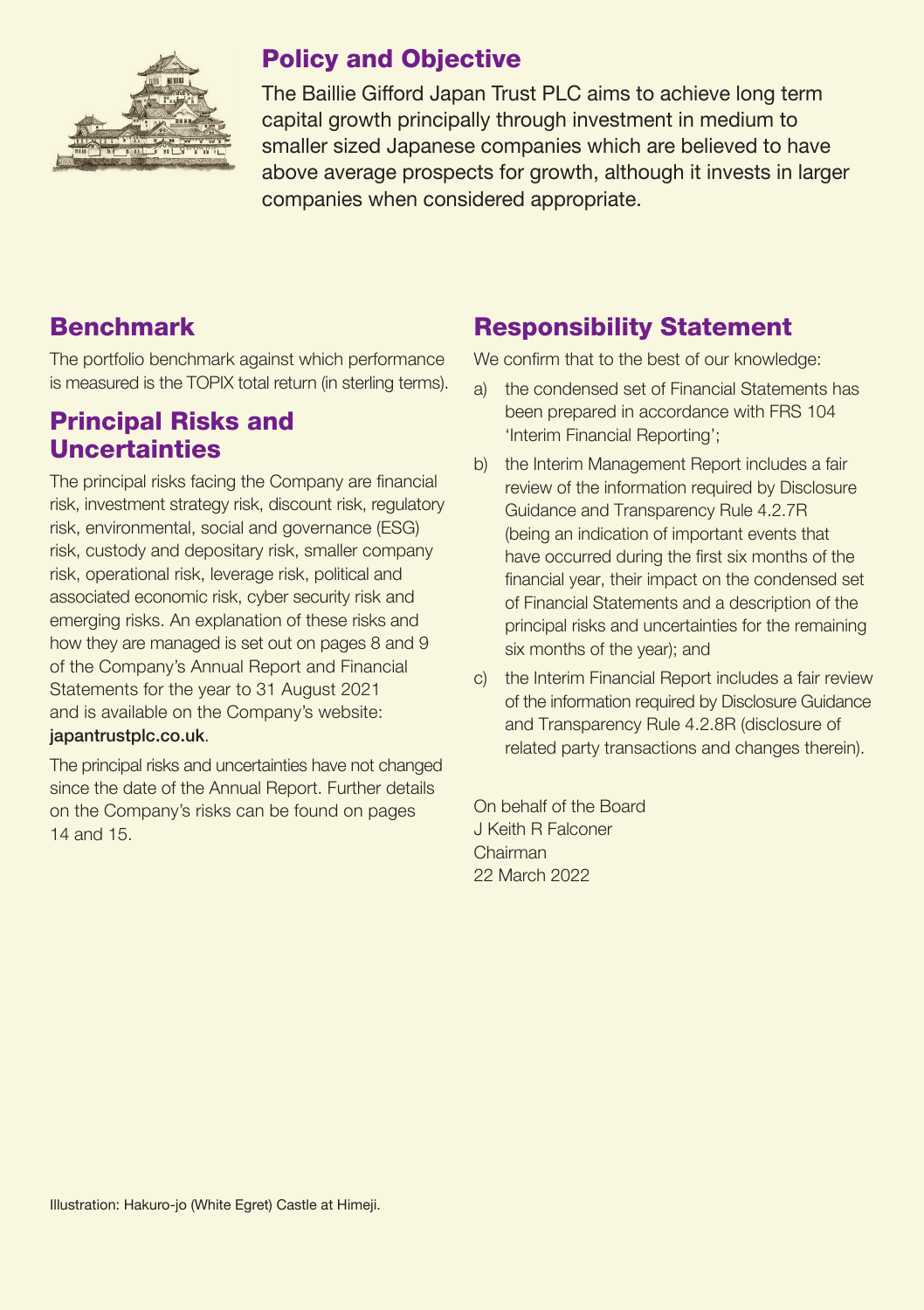## Policy and Objective

The Baillie Gifford Japan Trust PLC aims to achieve long term capital growth principally through investment in medium to smaller sized Japanese companies which are believed to have above average prospects for growth, although it invests in larger companies when considered appropriate.

## Benchmark

The portfolio benchmark against which performance is measured is the TOPIX total return (in sterling terms).

## Principal Risks and Uncertainties

The principal risks facing the Company are financial risk, investment strategy risk, discount risk, regulatory risk, environmental, social and governance (ESG) risk, custody and depositary risk, smaller company risk, operational risk, leverage risk, political and associated economic risk, cyber security risk and emerging risks. An explanation of these risks and how they are managed is set out on pages 8 and 9 of the Company's Annual Report and Financial Statements for the year to 31 August 2021 and is available on the Company's website: **japantrustplc.co.uk**.

The principal risks and uncertainties have not changed since the date of the Annual Report. Further details on the Company's risks can be found on pages 14 and 15.

## Responsibility Statement

We confirm that to the best of our knowledge:

a) the condensed set of Financial Statements has been prepared in accordance with FRS 104 'Interim Financial Reporting';

b) the Interim Management Report includes a fair review of the information required by Disclosure Guidance and Transparency Rule 4.2.7R (being an indication of important events that have occurred during the first six months of the financial year, their impact on the condensed set of Financial Statements and a description of the principal risks and uncertainties for the remaining six months of the year); and

c) the Interim Financial Report includes a fair review of the information required by Disclosure Guidance and Transparency Rule 4.2.8R (disclosure of related party transactions and changes therein).

On behalf of the Board
J Keith R Falconer
Chairman
22 March 2022

Illustration: Hakuro-jo (White Egret) Castle at Himeji.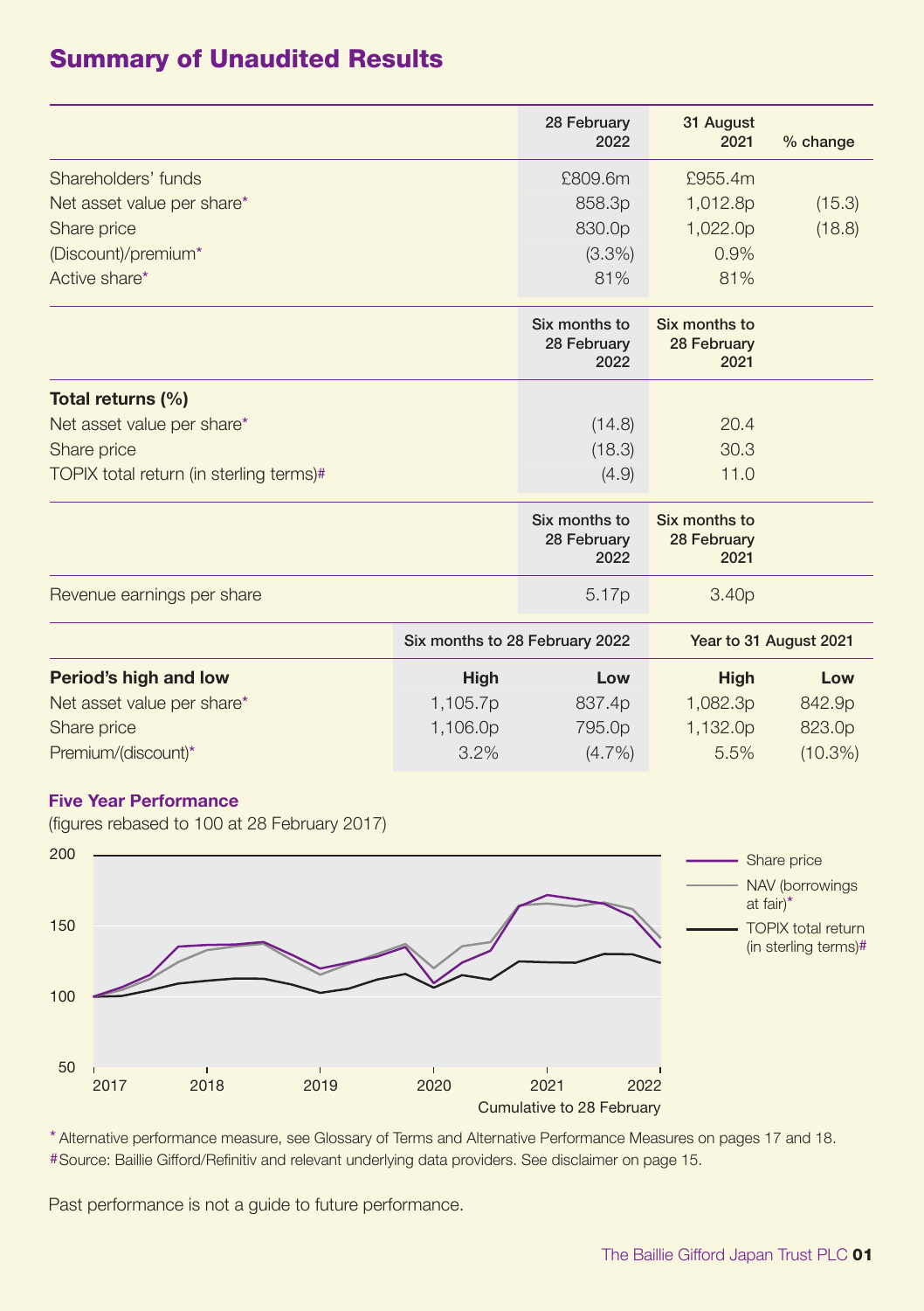# Summary of Unaudited Results

| | 28 February 2022 | 31 August 2021 | % change |
|---|---|---|---|
| Shareholders' funds | £809.6m | £955.4m | |
| Net asset value per share* | 858.3p | 1,012.8p | (15.3) |
| Share price | 830.0p | 1,022.0p | (18.8) |
| (Discount)/premium* | (3.3%) | 0.9% | |
| Active share* | 81% | 81% | |

| | Six months to 28 February 2022 | Six months to 28 February 2021 |
|---|---|---|
| **Total returns (%)** | | |
| Net asset value per share* | (14.8) | 20.4 |
| Share price | (18.3) | 30.3 |
| TOPIX total return (in sterling terms)# | (4.9) | 11.0 |

| | Six months to 28 February 2022 | Six months to 28 February 2021 |
|---|---|---|
| Revenue earnings per share | 5.17p | 3.40p |

| | Six months to 28 February 2022 | | Year to 31 August 2021 | |
|---|---|---|---|---|
| **Period's high and low** | **High** | **Low** | **High** | **Low** |
| Net asset value per share* | 1,105.7p | 837.4p | 1,082.3p | 842.9p |
| Share price | 1,106.0p | 795.0p | 1,132.0p | 823.0p |
| Premium/(discount)* | 3.2% | (4.7%) | 5.5% | (10.3%) |

### Five Year Performance

(figures rebased to 100 at 28 February 2017)

Legend: Share price; NAV (borrowings at fair)*; TOPIX total return (in sterling terms)#

Cumulative to 28 February

\* Alternative performance measure, see Glossary of Terms and Alternative Performance Measures on pages 17 and 18.

#Source: Baillie Gifford/Refinitiv and relevant underlying data providers. See disclaimer on page 15.

Past performance is not a guide to future performance.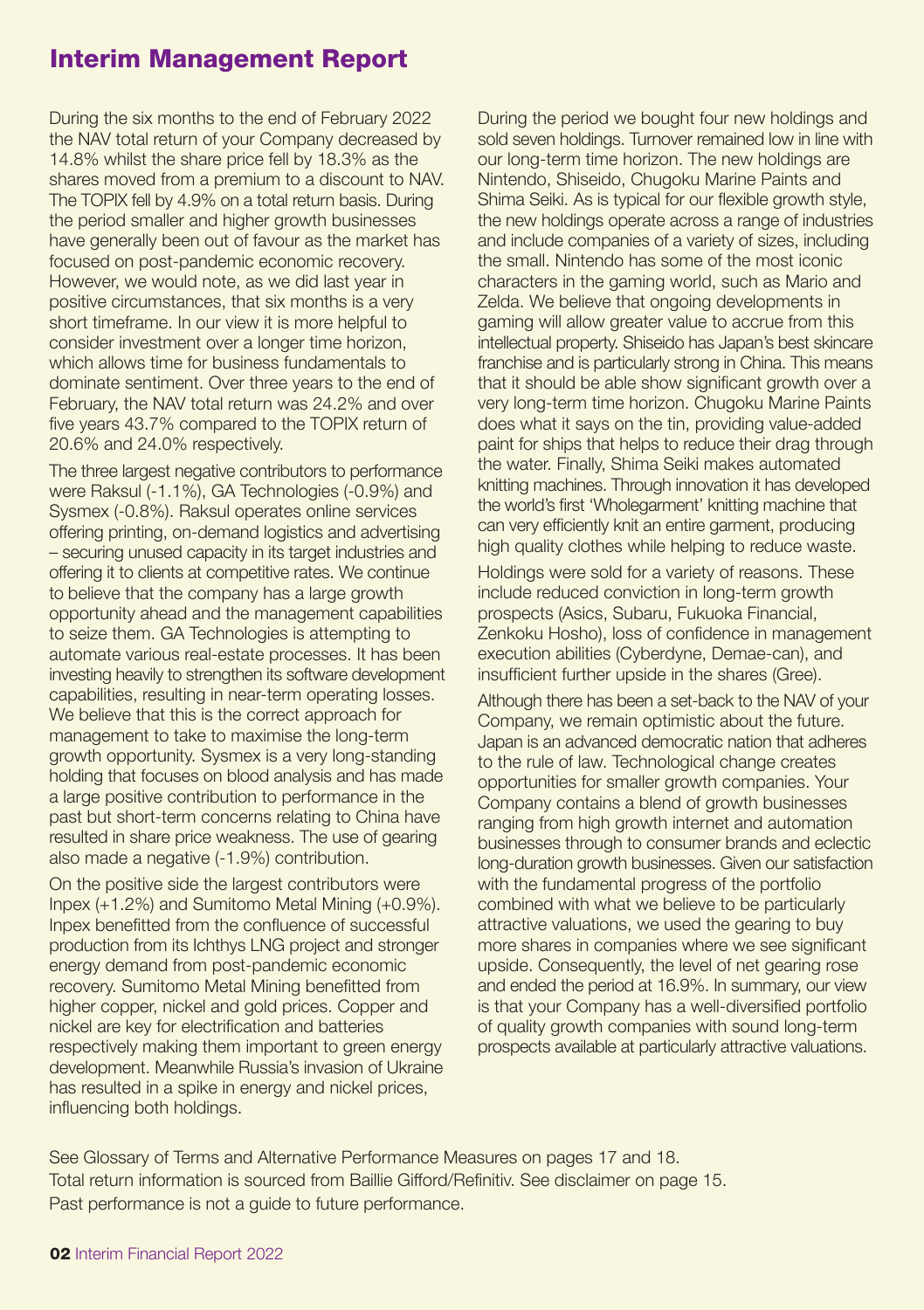# Interim Management Report

During the six months to the end of February 2022 the NAV total return of your Company decreased by 14.8% whilst the share price fell by 18.3% as the shares moved from a premium to a discount to NAV. The TOPIX fell by 4.9% on a total return basis. During the period smaller and higher growth businesses have generally been out of favour as the market has focused on post-pandemic economic recovery. However, we would note, as we did last year in positive circumstances, that six months is a very short timeframe. In our view it is more helpful to consider investment over a longer time horizon, which allows time for business fundamentals to dominate sentiment. Over three years to the end of February, the NAV total return was 24.2% and over five years 43.7% compared to the TOPIX return of 20.6% and 24.0% respectively.

The three largest negative contributors to performance were Raksul (-1.1%), GA Technologies (-0.9%) and Sysmex (-0.8%). Raksul operates online services offering printing, on-demand logistics and advertising – securing unused capacity in its target industries and offering it to clients at competitive rates. We continue to believe that the company has a large growth opportunity ahead and the management capabilities to seize them. GA Technologies is attempting to automate various real-estate processes. It has been investing heavily to strengthen its software development capabilities, resulting in near-term operating losses. We believe that this is the correct approach for management to take to maximise the long-term growth opportunity. Sysmex is a very long-standing holding that focuses on blood analysis and has made a large positive contribution to performance in the past but short-term concerns relating to China have resulted in share price weakness. The use of gearing also made a negative (-1.9%) contribution.

On the positive side the largest contributors were Inpex (+1.2%) and Sumitomo Metal Mining (+0.9%). Inpex benefitted from the confluence of successful production from its Ichthys LNG project and stronger energy demand from post-pandemic economic recovery. Sumitomo Metal Mining benefitted from higher copper, nickel and gold prices. Copper and nickel are key for electrification and batteries respectively making them important to green energy development. Meanwhile Russia's invasion of Ukraine has resulted in a spike in energy and nickel prices, influencing both holdings.

During the period we bought four new holdings and sold seven holdings. Turnover remained low in line with our long-term time horizon. The new holdings are Nintendo, Shiseido, Chugoku Marine Paints and Shima Seiki. As is typical for our flexible growth style, the new holdings operate across a range of industries and include companies of a variety of sizes, including the small. Nintendo has some of the most iconic characters in the gaming world, such as Mario and Zelda. We believe that ongoing developments in gaming will allow greater value to accrue from this intellectual property. Shiseido has Japan's best skincare franchise and is particularly strong in China. This means that it should be able show significant growth over a very long-term time horizon. Chugoku Marine Paints does what it says on the tin, providing value-added paint for ships that helps to reduce their drag through the water. Finally, Shima Seiki makes automated knitting machines. Through innovation it has developed the world's first 'Wholegarment' knitting machine that can very efficiently knit an entire garment, producing high quality clothes while helping to reduce waste.

Holdings were sold for a variety of reasons. These include reduced conviction in long-term growth prospects (Asics, Subaru, Fukuoka Financial, Zenkoku Hosho), loss of confidence in management execution abilities (Cyberdyne, Demae-can), and insufficient further upside in the shares (Gree).

Although there has been a set-back to the NAV of your Company, we remain optimistic about the future. Japan is an advanced democratic nation that adheres to the rule of law. Technological change creates opportunities for smaller growth companies. Your Company contains a blend of growth businesses ranging from high growth internet and automation businesses through to consumer brands and eclectic long-duration growth businesses. Given our satisfaction with the fundamental progress of the portfolio combined with what we believe to be particularly attractive valuations, we used the gearing to buy more shares in companies where we see significant upside. Consequently, the level of net gearing rose and ended the period at 16.9%. In summary, our view is that your Company has a well-diversified portfolio of quality growth companies with sound long-term prospects available at particularly attractive valuations.

See Glossary of Terms and Alternative Performance Measures on pages 17 and 18.
Total return information is sourced from Baillie Gifford/Refinitiv. See disclaimer on page 15.
Past performance is not a guide to future performance.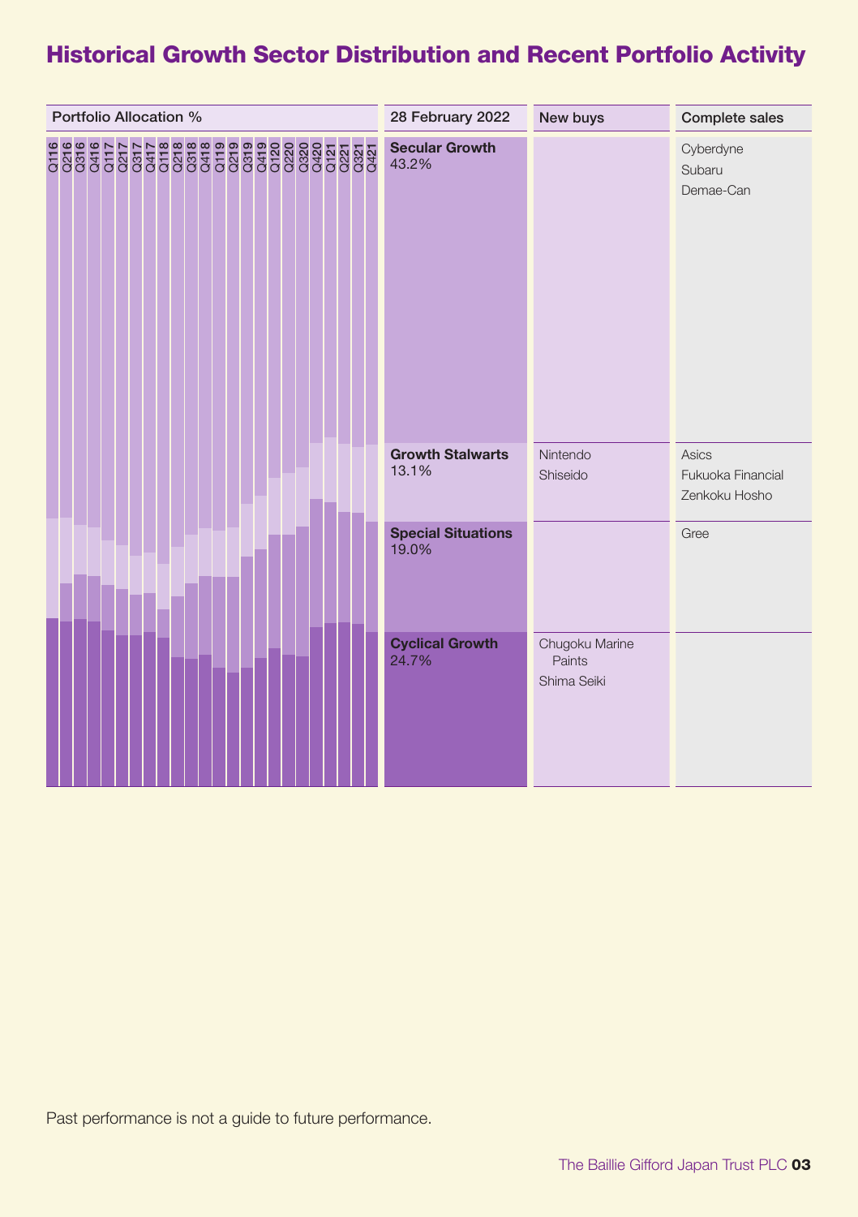# Historical Growth Sector Distribution and Recent Portfolio Activity

Portfolio Allocation %

Q116 Q216 Q316 Q416 Q117 Q217 Q317 Q417 Q118 Q218 Q318 Q418 Q119 Q219 Q319 Q419 Q120 Q220 Q320 Q420 Q121 Q221 Q321 Q421

| 28 February 2022 | New buys | Complete sales |
|---|---|---|
| **Secular Growth** 43.2% | | Cyberdyne<br>Subaru<br>Demae-Can |
| **Growth Stalwarts** 13.1% | Nintendo<br>Shiseido | Asics<br>Fukuoka Financial<br>Zenkoku Hosho |
| **Special Situations** 19.0% | | Gree |
| **Cyclical Growth** 24.7% | Chugoku Marine Paints<br>Shima Seiki | |

Past performance is not a guide to future performance.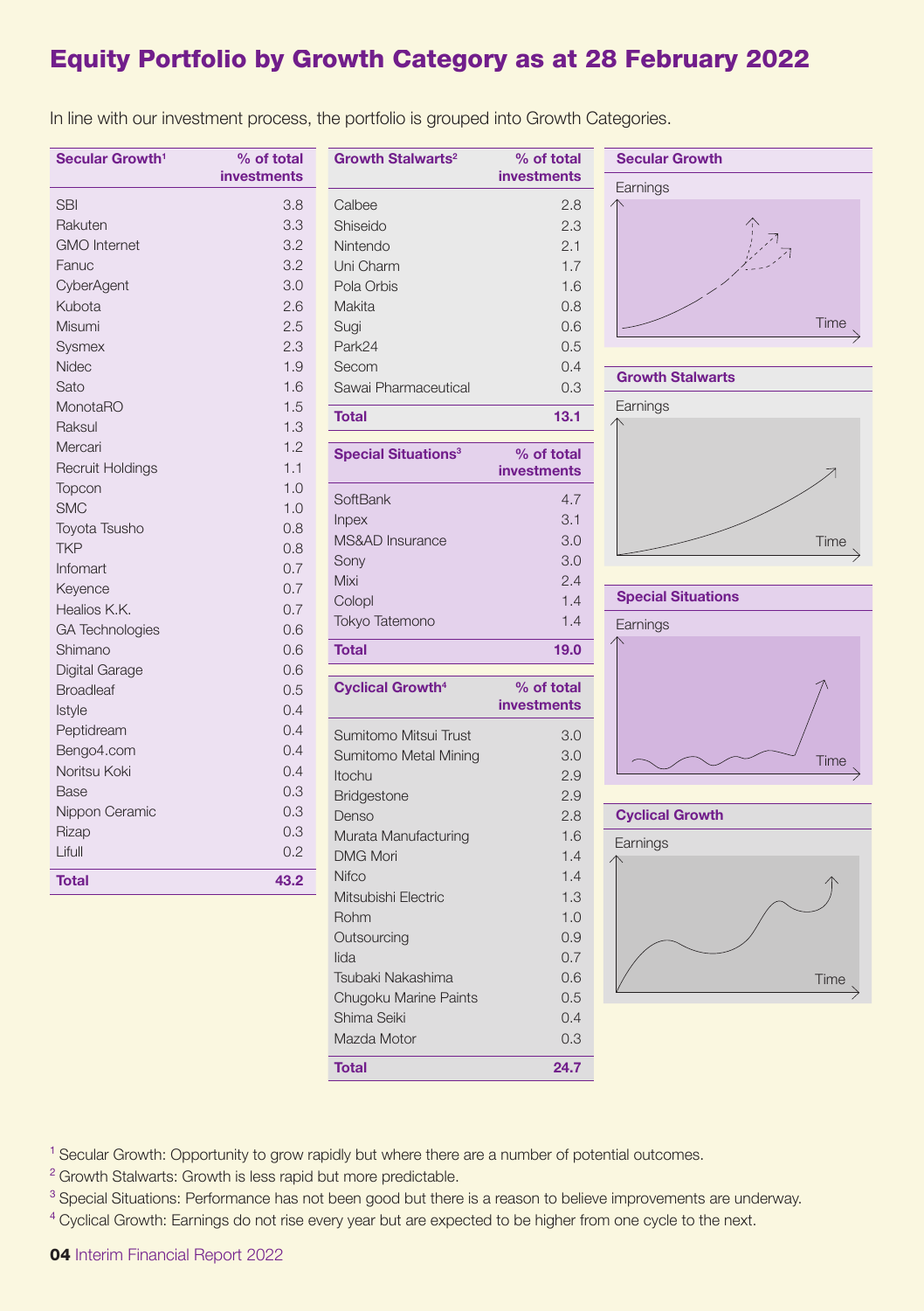# Equity Portfolio by Growth Category as at 28 February 2022

In line with our investment process, the portfolio is grouped into Growth Categories.

| Secular Growth[1] | % of total investments |
|---|---|
| SBI | 3.8 |
| Rakuten | 3.3 |
| GMO Internet | 3.2 |
| Fanuc | 3.2 |
| CyberAgent | 3.0 |
| Kubota | 2.6 |
| Misumi | 2.5 |
| Sysmex | 2.3 |
| Nidec | 1.9 |
| Sato | 1.6 |
| MonotaRO | 1.5 |
| Raksul | 1.3 |
| Mercari | 1.2 |
| Recruit Holdings | 1.1 |
| Topcon | 1.0 |
| SMC | 1.0 |
| Toyota Tsusho | 0.8 |
| TKP | 0.8 |
| Infomart | 0.7 |
| Keyence | 0.7 |
| Healios K.K. | 0.7 |
| GA Technologies | 0.6 |
| Shimano | 0.6 |
| Digital Garage | 0.6 |
| Broadleaf | 0.5 |
| Istyle | 0.4 |
| Peptidream | 0.4 |
| Bengo4.com | 0.4 |
| Noritsu Koki | 0.4 |
| Base | 0.3 |
| Nippon Ceramic | 0.3 |
| Rizap | 0.3 |
| Lifull | 0.2 |
| **Total** | **43.2** |

| Growth Stalwarts[2] | % of total investments |
|---|---|
| Calbee | 2.8 |
| Shiseido | 2.3 |
| Nintendo | 2.1 |
| Uni Charm | 1.7 |
| Pola Orbis | 1.6 |
| Makita | 0.8 |
| Sugi | 0.6 |
| Park24 | 0.5 |
| Secom | 0.4 |
| Sawai Pharmaceutical | 0.3 |
| **Total** | **13.1** |

| Special Situations[3] | % of total investments |
|---|---|
| SoftBank | 4.7 |
| Inpex | 3.1 |
| MS&AD Insurance | 3.0 |
| Sony | 3.0 |
| Mixi | 2.4 |
| Colopl | 1.4 |
| Tokyo Tatemono | 1.4 |
| **Total** | **19.0** |

| Cyclical Growth[4] | % of total investments |
|---|---|
| Sumitomo Mitsui Trust | 3.0 |
| Sumitomo Metal Mining | 3.0 |
| Itochu | 2.9 |
| Bridgestone | 2.9 |
| Denso | 2.8 |
| Murata Manufacturing | 1.6 |
| DMG Mori | 1.4 |
| Nifco | 1.4 |
| Mitsubishi Electric | 1.3 |
| Rohm | 1.0 |
| Outsourcing | 0.9 |
| Iida | 0.7 |
| Tsubaki Nakashima | 0.6 |
| Chugoku Marine Paints | 0.5 |
| Shima Seiki | 0.4 |
| Mazda Motor | 0.3 |
| **Total** | **24.7** |

**Secular Growth** — Earnings / Time

**Growth Stalwarts** — Earnings / Time

**Special Situations** — Earnings / Time

**Cyclical Growth** — Earnings / Time

[1] Secular Growth: Opportunity to grow rapidly but where there are a number of potential outcomes.

[2] Growth Stalwarts: Growth is less rapid but more predictable.

[3] Special Situations: Performance has not been good but there is a reason to believe improvements are underway.

[4] Cyclical Growth: Earnings do not rise every year but are expected to be higher from one cycle to the next.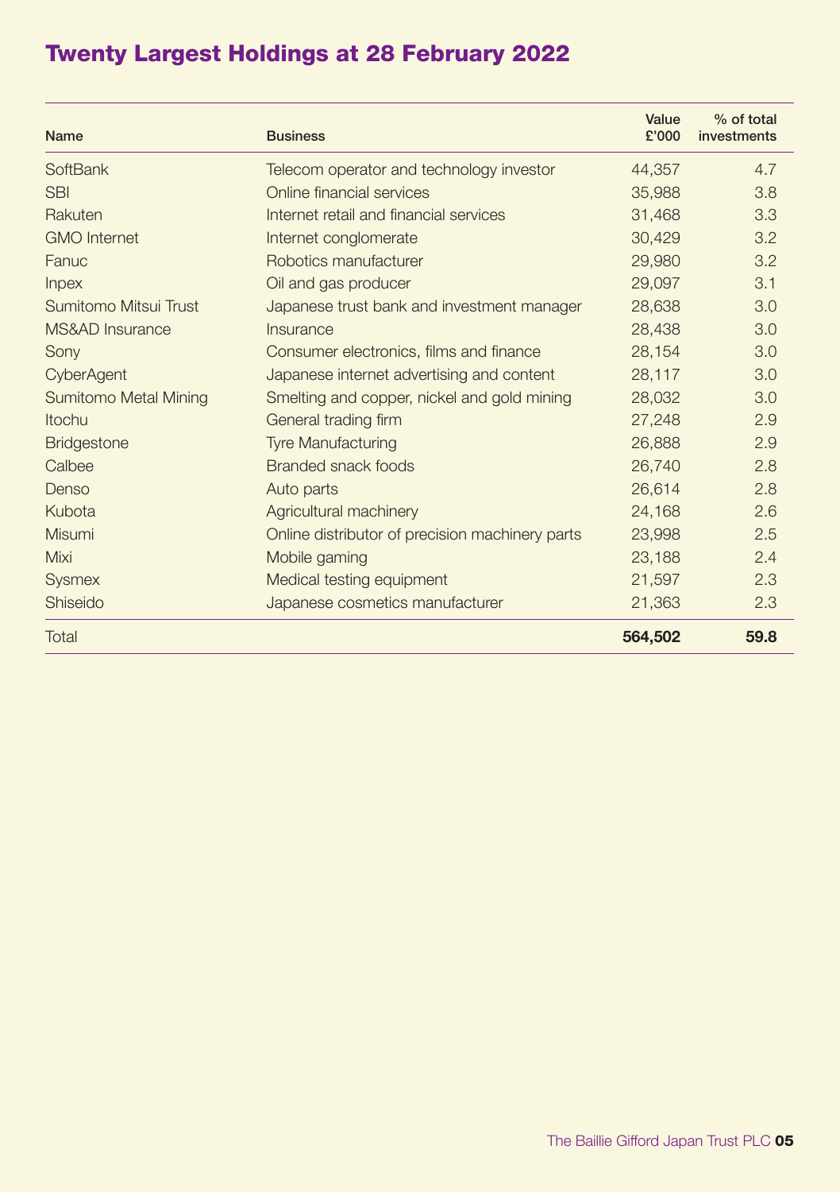# Twenty Largest Holdings at 28 February 2022

| Name | Business | Value £'000 | % of total investments |
|---|---|---|---|
| SoftBank | Telecom operator and technology investor | 44,357 | 4.7 |
| SBI | Online financial services | 35,988 | 3.8 |
| Rakuten | Internet retail and financial services | 31,468 | 3.3 |
| GMO Internet | Internet conglomerate | 30,429 | 3.2 |
| Fanuc | Robotics manufacturer | 29,980 | 3.2 |
| Inpex | Oil and gas producer | 29,097 | 3.1 |
| Sumitomo Mitsui Trust | Japanese trust bank and investment manager | 28,638 | 3.0 |
| MS&AD Insurance | Insurance | 28,438 | 3.0 |
| Sony | Consumer electronics, films and finance | 28,154 | 3.0 |
| CyberAgent | Japanese internet advertising and content | 28,117 | 3.0 |
| Sumitomo Metal Mining | Smelting and copper, nickel and gold mining | 28,032 | 3.0 |
| Itochu | General trading firm | 27,248 | 2.9 |
| Bridgestone | Tyre Manufacturing | 26,888 | 2.9 |
| Calbee | Branded snack foods | 26,740 | 2.8 |
| Denso | Auto parts | 26,614 | 2.8 |
| Kubota | Agricultural machinery | 24,168 | 2.6 |
| Misumi | Online distributor of precision machinery parts | 23,998 | 2.5 |
| Mixi | Mobile gaming | 23,188 | 2.4 |
| Sysmex | Medical testing equipment | 21,597 | 2.3 |
| Shiseido | Japanese cosmetics manufacturer | 21,363 | 2.3 |
| Total | | **564,502** | **59.8** |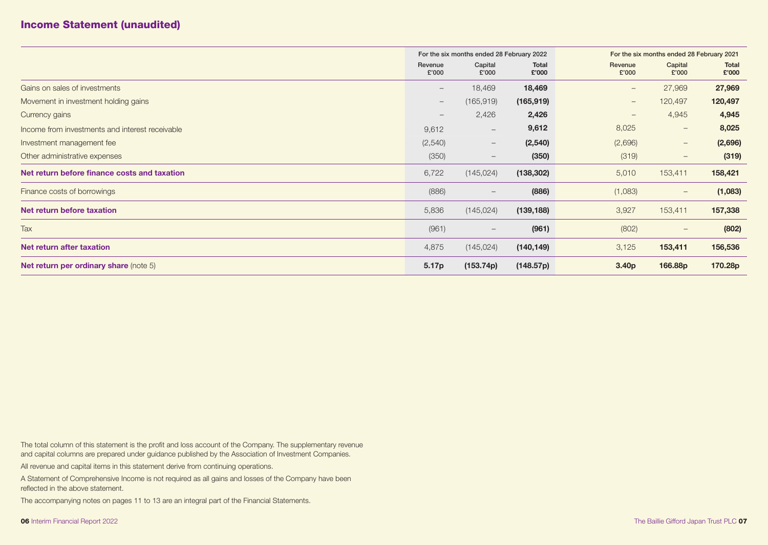## Income Statement (unaudited)

| | For the six months ended 28 February 2022 | | | For the six months ended 28 February 2021 | | |
|---|---|---|---|---|---|---|
| | Revenue £'000 | Capital £'000 | Total £'000 | Revenue £'000 | Capital £'000 | Total £'000 |
| Gains on sales of investments | – | 18,469 | **18,469** | – | 27,969 | **27,969** |
| Movement in investment holding gains | – | (165,919) | **(165,919)** | – | 120,497 | **120,497** |
| Currency gains | – | 2,426 | **2,426** | – | 4,945 | **4,945** |
| Income from investments and interest receivable | 9,612 | – | **9,612** | 8,025 | – | **8,025** |
| Investment management fee | (2,540) | – | **(2,540)** | (2,696) | – | **(2,696)** |
| Other administrative expenses | (350) | – | **(350)** | (319) | – | **(319)** |
| **Net return before finance costs and taxation** | 6,722 | (145,024) | **(138,302)** | 5,010 | 153,411 | **158,421** |
| Finance costs of borrowings | (886) | – | **(886)** | (1,083) | – | **(1,083)** |
| **Net return before taxation** | 5,836 | (145,024) | **(139,188)** | 3,927 | 153,411 | **157,338** |
| Tax | (961) | – | **(961)** | (802) | – | **(802)** |
| **Net return after taxation** | 4,875 | (145,024) | **(140,149)** | 3,125 | **153,411** | **156,536** |
| **Net return per ordinary share** (note 5) | **5.17p** | **(153.74p)** | **(148.57p)** | **3.40p** | **166.88p** | **170.28p** |

The total column of this statement is the profit and loss account of the Company. The supplementary revenue and capital columns are prepared under guidance published by the Association of Investment Companies.

All revenue and capital items in this statement derive from continuing operations.

A Statement of Comprehensive Income is not required as all gains and losses of the Company have been reflected in the above statement.

The accompanying notes on pages 11 to 13 are an integral part of the Financial Statements.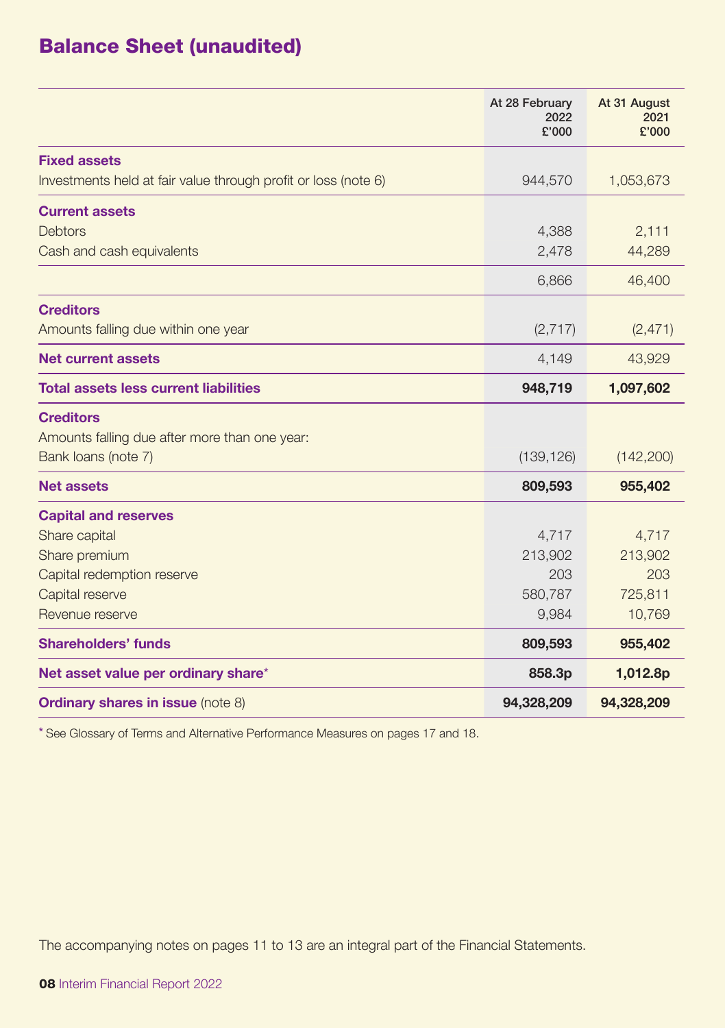# Balance Sheet (unaudited)

| | At 28 February 2022 £'000 | At 31 August 2021 £'000 |
|---|---|---|
| **Fixed assets** | | |
| Investments held at fair value through profit or loss (note 6) | 944,570 | 1,053,673 |
| **Current assets** | | |
| Debtors | 4,388 | 2,111 |
| Cash and cash equivalents | 2,478 | 44,289 |
| | 6,866 | 46,400 |
| **Creditors** | | |
| Amounts falling due within one year | (2,717) | (2,471) |
| **Net current assets** | 4,149 | 43,929 |
| **Total assets less current liabilities** | **948,719** | **1,097,602** |
| **Creditors** | | |
| Amounts falling due after more than one year: | | |
| Bank loans (note 7) | (139,126) | (142,200) |
| **Net assets** | **809,593** | **955,402** |
| **Capital and reserves** | | |
| Share capital | 4,717 | 4,717 |
| Share premium | 213,902 | 213,902 |
| Capital redemption reserve | 203 | 203 |
| Capital reserve | 580,787 | 725,811 |
| Revenue reserve | 9,984 | 10,769 |
| **Shareholders' funds** | **809,593** | **955,402** |
| **Net asset value per ordinary share*** | **858.3p** | **1,012.8p** |
| **Ordinary shares in issue** (note 8) | **94,328,209** | **94,328,209** |

* See Glossary of Terms and Alternative Performance Measures on pages 17 and 18.

The accompanying notes on pages 11 to 13 are an integral part of the Financial Statements.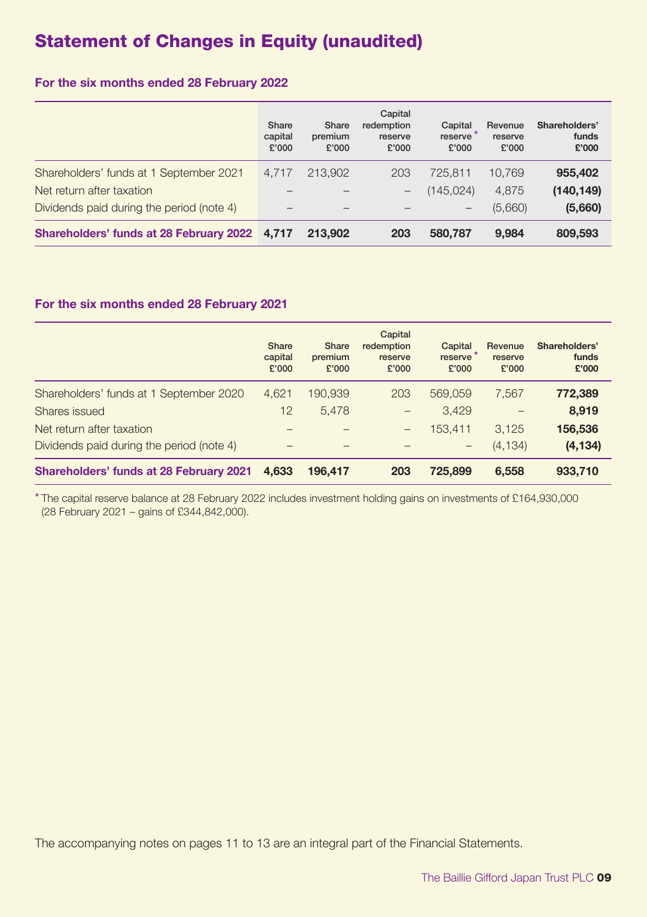# Statement of Changes in Equity (unaudited)

### For the six months ended 28 February 2022

| | Share capital £'000 | Share premium £'000 | Capital redemption reserve £'000 | Capital reserve * £'000 | Revenue reserve £'000 | Shareholders' funds £'000 |
|---|---|---|---|---|---|---|
| Shareholders' funds at 1 September 2021 | 4,717 | 213,902 | 203 | 725,811 | 10,769 | **955,402** |
| Net return after taxation | – | – | – | (145,024) | 4,875 | **(140,149)** |
| Dividends paid during the period (note 4) | – | – | – | – | (5,660) | **(5,660)** |
| **Shareholders' funds at 28 February 2022** | **4,717** | **213,902** | **203** | **580,787** | **9,984** | **809,593** |

### For the six months ended 28 February 2021

| | Share capital £'000 | Share premium £'000 | Capital redemption reserve £'000 | Capital reserve * £'000 | Revenue reserve £'000 | Shareholders' funds £'000 |
|---|---|---|---|---|---|---|
| Shareholders' funds at 1 September 2020 | 4,621 | 190,939 | 203 | 569,059 | 7,567 | **772,389** |
| Shares issued | 12 | 5,478 | – | 3,429 | – | **8,919** |
| Net return after taxation | – | – | – | 153,411 | 3,125 | **156,536** |
| Dividends paid during the period (note 4) | – | – | – | – | (4,134) | **(4,134)** |
| **Shareholders' funds at 28 February 2021** | **4,633** | **196,417** | **203** | **725,899** | **6,558** | **933,710** |

* The capital reserve balance at 28 February 2022 includes investment holding gains on investments of £164,930,000 (28 February 2021 – gains of £344,842,000).

The accompanying notes on pages 11 to 13 are an integral part of the Financial Statements.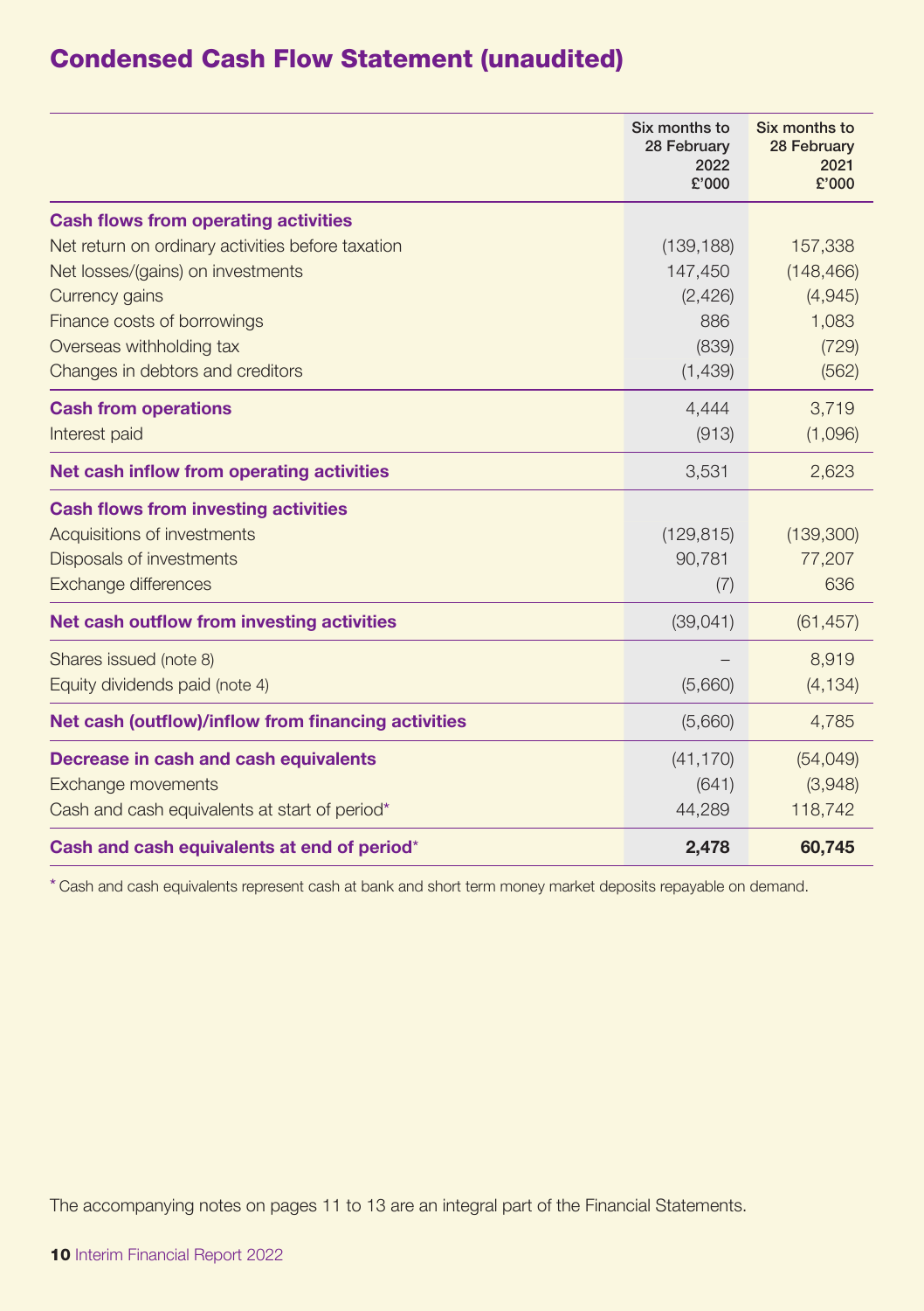# Condensed Cash Flow Statement (unaudited)

| | Six months to 28 February 2022 £'000 | Six months to 28 February 2021 £'000 |
|---|---|---|
| **Cash flows from operating activities** | | |
| Net return on ordinary activities before taxation | (139,188) | 157,338 |
| Net losses/(gains) on investments | 147,450 | (148,466) |
| Currency gains | (2,426) | (4,945) |
| Finance costs of borrowings | 886 | 1,083 |
| Overseas withholding tax | (839) | (729) |
| Changes in debtors and creditors | (1,439) | (562) |
| **Cash from operations** | 4,444 | 3,719 |
| Interest paid | (913) | (1,096) |
| **Net cash inflow from operating activities** | 3,531 | 2,623 |
| **Cash flows from investing activities** | | |
| Acquisitions of investments | (129,815) | (139,300) |
| Disposals of investments | 90,781 | 77,207 |
| Exchange differences | (7) | 636 |
| **Net cash outflow from investing activities** | (39,041) | (61,457) |
| Shares issued (note 8) | – | 8,919 |
| Equity dividends paid (note 4) | (5,660) | (4,134) |
| **Net cash (outflow)/inflow from financing activities** | (5,660) | 4,785 |
| **Decrease in cash and cash equivalents** | (41,170) | (54,049) |
| Exchange movements | (641) | (3,948) |
| Cash and cash equivalents at start of period* | 44,289 | 118,742 |
| **Cash and cash equivalents at end of period*** | **2,478** | **60,745** |

* Cash and cash equivalents represent cash at bank and short term money market deposits repayable on demand.

The accompanying notes on pages 11 to 13 are an integral part of the Financial Statements.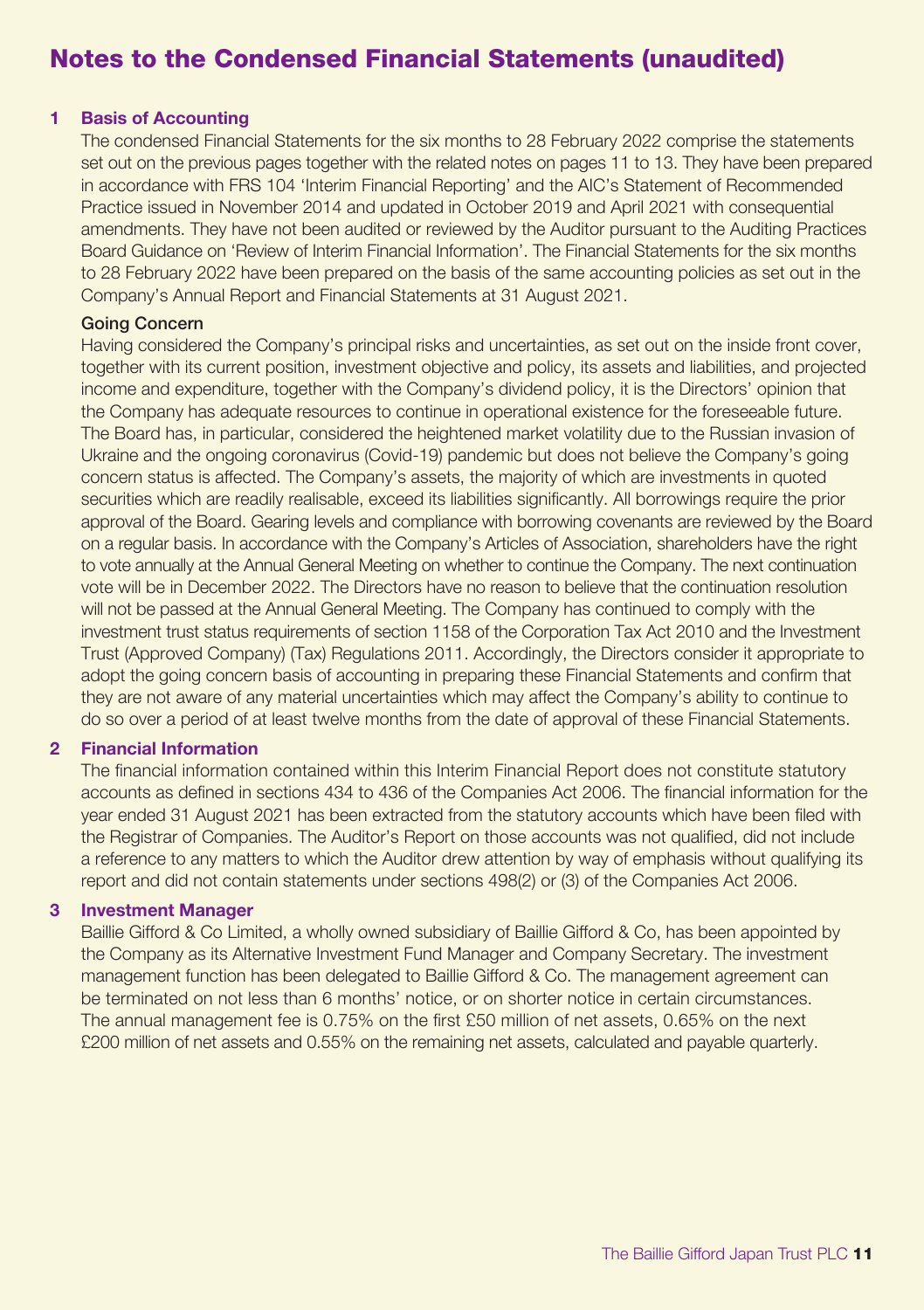# Notes to the Condensed Financial Statements (unaudited)

## 1 Basis of Accounting

The condensed Financial Statements for the six months to 28 February 2022 comprise the statements set out on the previous pages together with the related notes on pages 11 to 13. They have been prepared in accordance with FRS 104 'Interim Financial Reporting' and the AIC's Statement of Recommended Practice issued in November 2014 and updated in October 2019 and April 2021 with consequential amendments. They have not been audited or reviewed by the Auditor pursuant to the Auditing Practices Board Guidance on 'Review of Interim Financial Information'. The Financial Statements for the six months to 28 February 2022 have been prepared on the basis of the same accounting policies as set out in the Company's Annual Report and Financial Statements at 31 August 2021.

### Going Concern

Having considered the Company's principal risks and uncertainties, as set out on the inside front cover, together with its current position, investment objective and policy, its assets and liabilities, and projected income and expenditure, together with the Company's dividend policy, it is the Directors' opinion that the Company has adequate resources to continue in operational existence for the foreseeable future. The Board has, in particular, considered the heightened market volatility due to the Russian invasion of Ukraine and the ongoing coronavirus (Covid-19) pandemic but does not believe the Company's going concern status is affected. The Company's assets, the majority of which are investments in quoted securities which are readily realisable, exceed its liabilities significantly. All borrowings require the prior approval of the Board. Gearing levels and compliance with borrowing covenants are reviewed by the Board on a regular basis. In accordance with the Company's Articles of Association, shareholders have the right to vote annually at the Annual General Meeting on whether to continue the Company. The next continuation vote will be in December 2022. The Directors have no reason to believe that the continuation resolution will not be passed at the Annual General Meeting. The Company has continued to comply with the investment trust status requirements of section 1158 of the Corporation Tax Act 2010 and the Investment Trust (Approved Company) (Tax) Regulations 2011. Accordingly, the Directors consider it appropriate to adopt the going concern basis of accounting in preparing these Financial Statements and confirm that they are not aware of any material uncertainties which may affect the Company's ability to continue to do so over a period of at least twelve months from the date of approval of these Financial Statements.

## 2 Financial Information

The financial information contained within this Interim Financial Report does not constitute statutory accounts as defined in sections 434 to 436 of the Companies Act 2006. The financial information for the year ended 31 August 2021 has been extracted from the statutory accounts which have been filed with the Registrar of Companies. The Auditor's Report on those accounts was not qualified, did not include a reference to any matters to which the Auditor drew attention by way of emphasis without qualifying its report and did not contain statements under sections 498(2) or (3) of the Companies Act 2006.

## 3 Investment Manager

Baillie Gifford & Co Limited, a wholly owned subsidiary of Baillie Gifford & Co, has been appointed by the Company as its Alternative Investment Fund Manager and Company Secretary. The investment management function has been delegated to Baillie Gifford & Co. The management agreement can be terminated on not less than 6 months' notice, or on shorter notice in certain circumstances. The annual management fee is 0.75% on the first £50 million of net assets, 0.65% on the next £200 million of net assets and 0.55% on the remaining net assets, calculated and payable quarterly.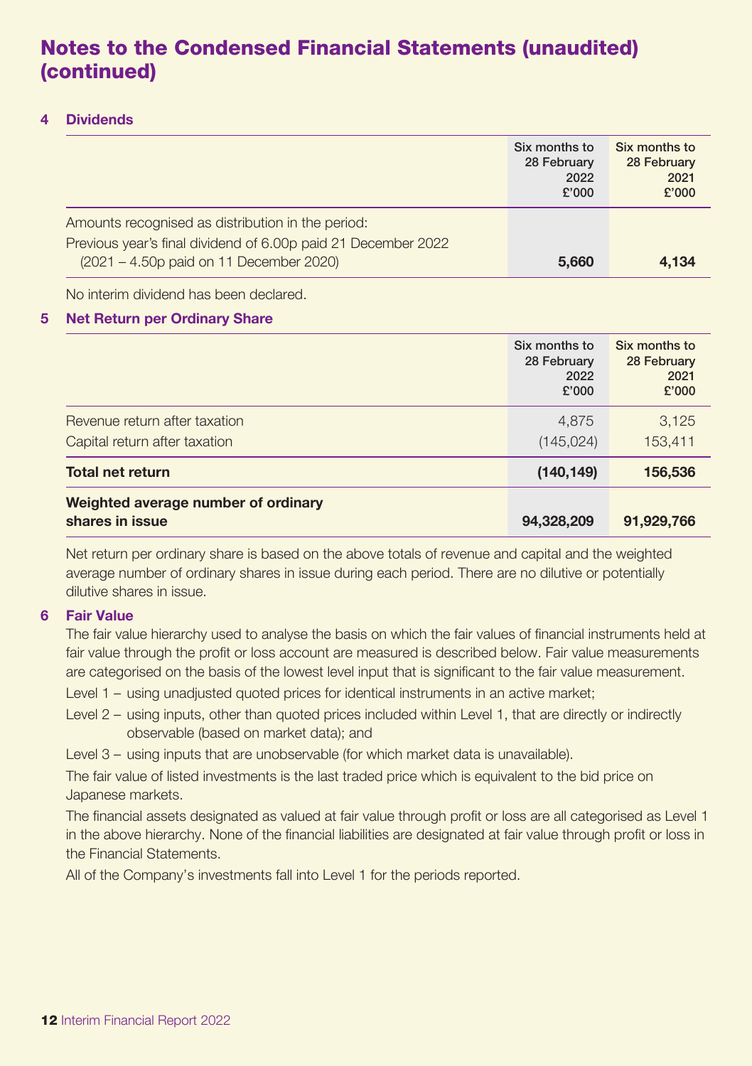# Notes to the Condensed Financial Statements (unaudited) (continued)

## 4 Dividends

| | Six months to 28 February 2022 £'000 | Six months to 28 February 2021 £'000 |
|---|---|---|
| Amounts recognised as distribution in the period: | | |
| Previous year's final dividend of 6.00p paid 21 December 2022 (2021 – 4.50p paid on 11 December 2020) | **5,660** | **4,134** |

No interim dividend has been declared.

## 5 Net Return per Ordinary Share

| | Six months to 28 February 2022 £'000 | Six months to 28 February 2021 £'000 |
|---|---|---|
| Revenue return after taxation | 4,875 | 3,125 |
| Capital return after taxation | (145,024) | 153,411 |
| **Total net return** | **(140,149)** | **156,536** |
| **Weighted average number of ordinary shares in issue** | **94,328,209** | **91,929,766** |

Net return per ordinary share is based on the above totals of revenue and capital and the weighted average number of ordinary shares in issue during each period. There are no dilutive or potentially dilutive shares in issue.

## 6 Fair Value

The fair value hierarchy used to analyse the basis on which the fair values of financial instruments held at fair value through the profit or loss account are measured is described below. Fair value measurements are categorised on the basis of the lowest level input that is significant to the fair value measurement.

Level 1 – using unadjusted quoted prices for identical instruments in an active market;

Level 2 – using inputs, other than quoted prices included within Level 1, that are directly or indirectly observable (based on market data); and

Level 3 – using inputs that are unobservable (for which market data is unavailable).

The fair value of listed investments is the last traded price which is equivalent to the bid price on Japanese markets.

The financial assets designated as valued at fair value through profit or loss are all categorised as Level 1 in the above hierarchy. None of the financial liabilities are designated at fair value through profit or loss in the Financial Statements.

All of the Company's investments fall into Level 1 for the periods reported.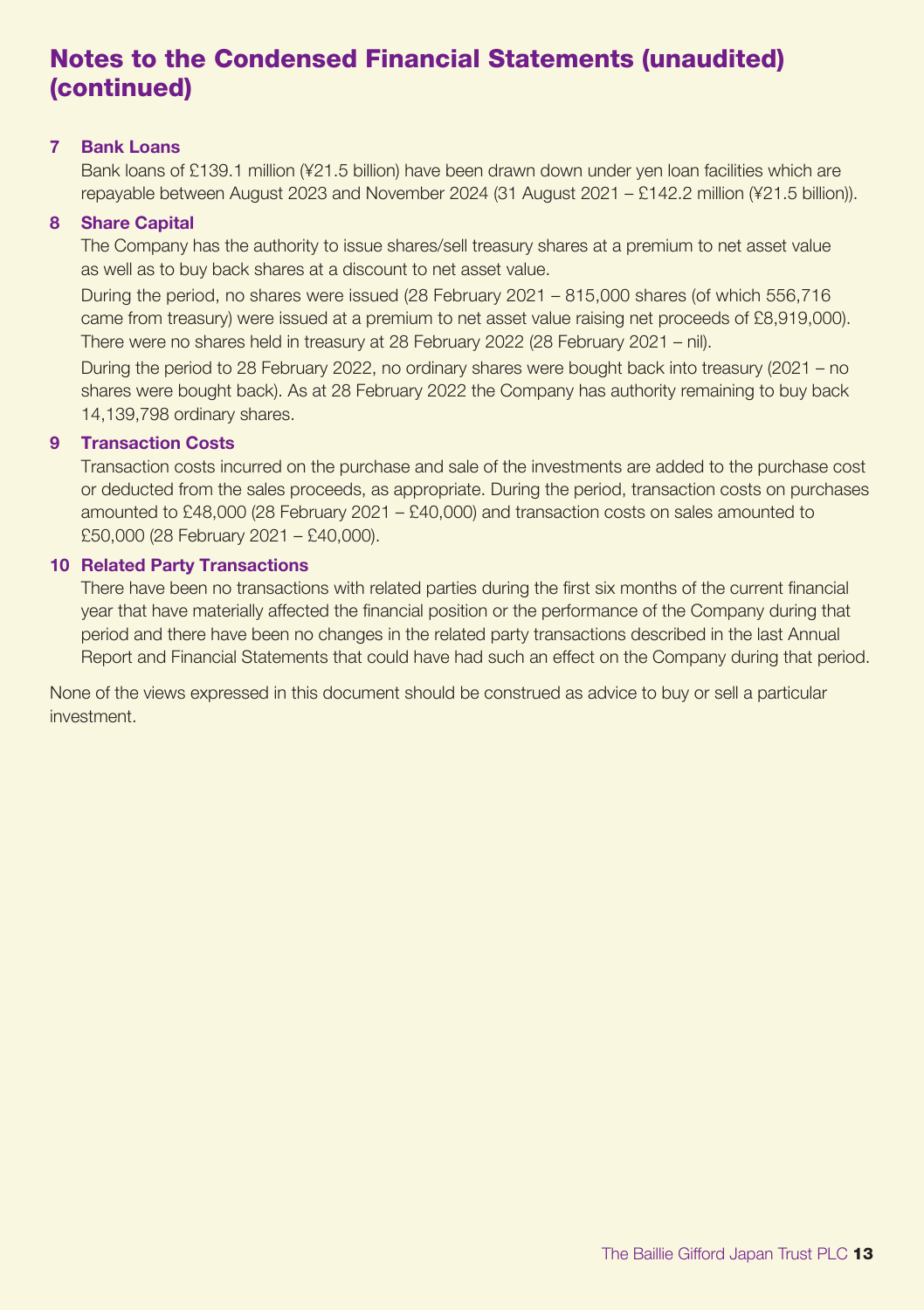# Notes to the Condensed Financial Statements (unaudited) (continued)

### 7 Bank Loans

Bank loans of £139.1 million (¥21.5 billion) have been drawn down under yen loan facilities which are repayable between August 2023 and November 2024 (31 August 2021 – £142.2 million (¥21.5 billion)).

### 8 Share Capital

The Company has the authority to issue shares/sell treasury shares at a premium to net asset value as well as to buy back shares at a discount to net asset value.

During the period, no shares were issued (28 February 2021 – 815,000 shares (of which 556,716 came from treasury) were issued at a premium to net asset value raising net proceeds of £8,919,000). There were no shares held in treasury at 28 February 2022 (28 February 2021 – nil).

During the period to 28 February 2022, no ordinary shares were bought back into treasury (2021 – no shares were bought back). As at 28 February 2022 the Company has authority remaining to buy back 14,139,798 ordinary shares.

### 9 Transaction Costs

Transaction costs incurred on the purchase and sale of the investments are added to the purchase cost or deducted from the sales proceeds, as appropriate. During the period, transaction costs on purchases amounted to £48,000 (28 February 2021 – £40,000) and transaction costs on sales amounted to £50,000 (28 February 2021 – £40,000).

### 10 Related Party Transactions

There have been no transactions with related parties during the first six months of the current financial year that have materially affected the financial position or the performance of the Company during that period and there have been no changes in the related party transactions described in the last Annual Report and Financial Statements that could have had such an effect on the Company during that period.

None of the views expressed in this document should be construed as advice to buy or sell a particular investment.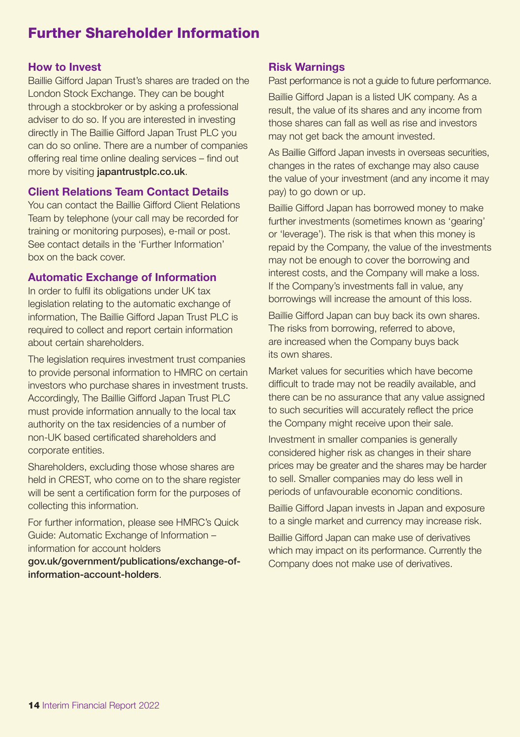# Further Shareholder Information

## How to Invest

Baillie Gifford Japan Trust's shares are traded on the London Stock Exchange. They can be bought through a stockbroker or by asking a professional adviser to do so. If you are interested in investing directly in The Baillie Gifford Japan Trust PLC you can do so online. There are a number of companies offering real time online dealing services – find out more by visiting **japantrustplc.co.uk**.

## Client Relations Team Contact Details

You can contact the Baillie Gifford Client Relations Team by telephone (your call may be recorded for training or monitoring purposes), e-mail or post. See contact details in the 'Further Information' box on the back cover.

## Automatic Exchange of Information

In order to fulfil its obligations under UK tax legislation relating to the automatic exchange of information, The Baillie Gifford Japan Trust PLC is required to collect and report certain information about certain shareholders.

The legislation requires investment trust companies to provide personal information to HMRC on certain investors who purchase shares in investment trusts. Accordingly, The Baillie Gifford Japan Trust PLC must provide information annually to the local tax authority on the tax residencies of a number of non-UK based certificated shareholders and corporate entities.

Shareholders, excluding those whose shares are held in CREST, who come on to the share register will be sent a certification form for the purposes of collecting this information.

For further information, please see HMRC's Quick Guide: Automatic Exchange of Information – information for account holders **gov.uk/government/publications/exchange-of-information-account-holders**.

## Risk Warnings

Past performance is not a guide to future performance.

Baillie Gifford Japan is a listed UK company. As a result, the value of its shares and any income from those shares can fall as well as rise and investors may not get back the amount invested.

As Baillie Gifford Japan invests in overseas securities, changes in the rates of exchange may also cause the value of your investment (and any income it may pay) to go down or up.

Baillie Gifford Japan has borrowed money to make further investments (sometimes known as 'gearing' or 'leverage'). The risk is that when this money is repaid by the Company, the value of the investments may not be enough to cover the borrowing and interest costs, and the Company will make a loss. If the Company's investments fall in value, any borrowings will increase the amount of this loss.

Baillie Gifford Japan can buy back its own shares. The risks from borrowing, referred to above, are increased when the Company buys back its own shares.

Market values for securities which have become difficult to trade may not be readily available, and there can be no assurance that any value assigned to such securities will accurately reflect the price the Company might receive upon their sale.

Investment in smaller companies is generally considered higher risk as changes in their share prices may be greater and the shares may be harder to sell. Smaller companies may do less well in periods of unfavourable economic conditions.

Baillie Gifford Japan invests in Japan and exposure to a single market and currency may increase risk.

Baillie Gifford Japan can make use of derivatives which may impact on its performance. Currently the Company does not make use of derivatives.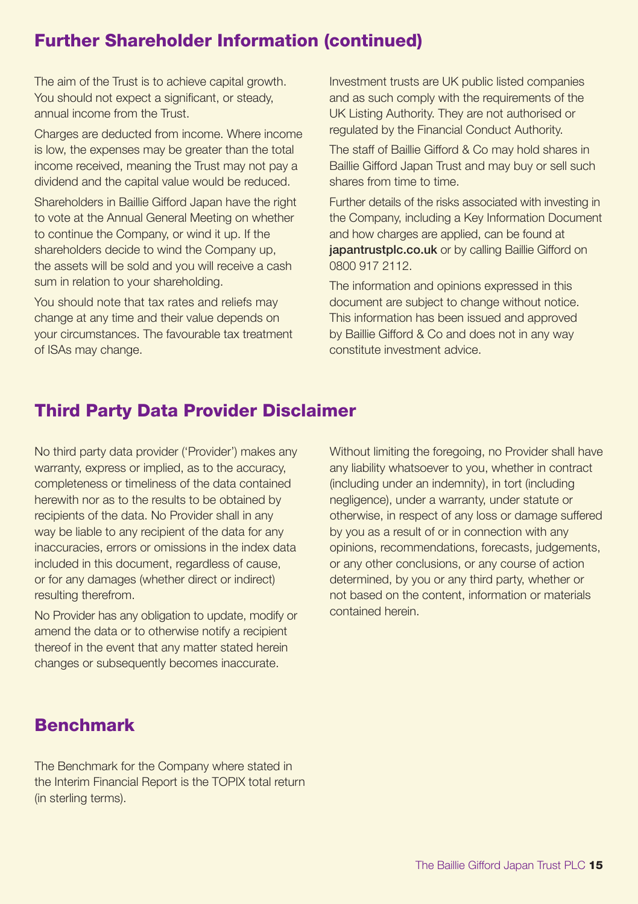## Further Shareholder Information (continued)

The aim of the Trust is to achieve capital growth. You should not expect a significant, or steady, annual income from the Trust.

Charges are deducted from income. Where income is low, the expenses may be greater than the total income received, meaning the Trust may not pay a dividend and the capital value would be reduced.

Shareholders in Baillie Gifford Japan have the right to vote at the Annual General Meeting on whether to continue the Company, or wind it up. If the shareholders decide to wind the Company up, the assets will be sold and you will receive a cash sum in relation to your shareholding.

You should note that tax rates and reliefs may change at any time and their value depends on your circumstances. The favourable tax treatment of ISAs may change.

Investment trusts are UK public listed companies and as such comply with the requirements of the UK Listing Authority. They are not authorised or regulated by the Financial Conduct Authority.

The staff of Baillie Gifford & Co may hold shares in Baillie Gifford Japan Trust and may buy or sell such shares from time to time.

Further details of the risks associated with investing in the Company, including a Key Information Document and how charges are applied, can be found at **japantrustplc.co.uk** or by calling Baillie Gifford on 0800 917 2112.

The information and opinions expressed in this document are subject to change without notice. This information has been issued and approved by Baillie Gifford & Co and does not in any way constitute investment advice.

## Third Party Data Provider Disclaimer

No third party data provider ('Provider') makes any warranty, express or implied, as to the accuracy, completeness or timeliness of the data contained herewith nor as to the results to be obtained by recipients of the data. No Provider shall in any way be liable to any recipient of the data for any inaccuracies, errors or omissions in the index data included in this document, regardless of cause, or for any damages (whether direct or indirect) resulting therefrom.

No Provider has any obligation to update, modify or amend the data or to otherwise notify a recipient thereof in the event that any matter stated herein changes or subsequently becomes inaccurate.

Without limiting the foregoing, no Provider shall have any liability whatsoever to you, whether in contract (including under an indemnity), in tort (including negligence), under a warranty, under statute or otherwise, in respect of any loss or damage suffered by you as a result of or in connection with any opinions, recommendations, forecasts, judgements, or any other conclusions, or any course of action determined, by you or any third party, whether or not based on the content, information or materials contained herein.

## Benchmark

The Benchmark for the Company where stated in the Interim Financial Report is the TOPIX total return (in sterling terms).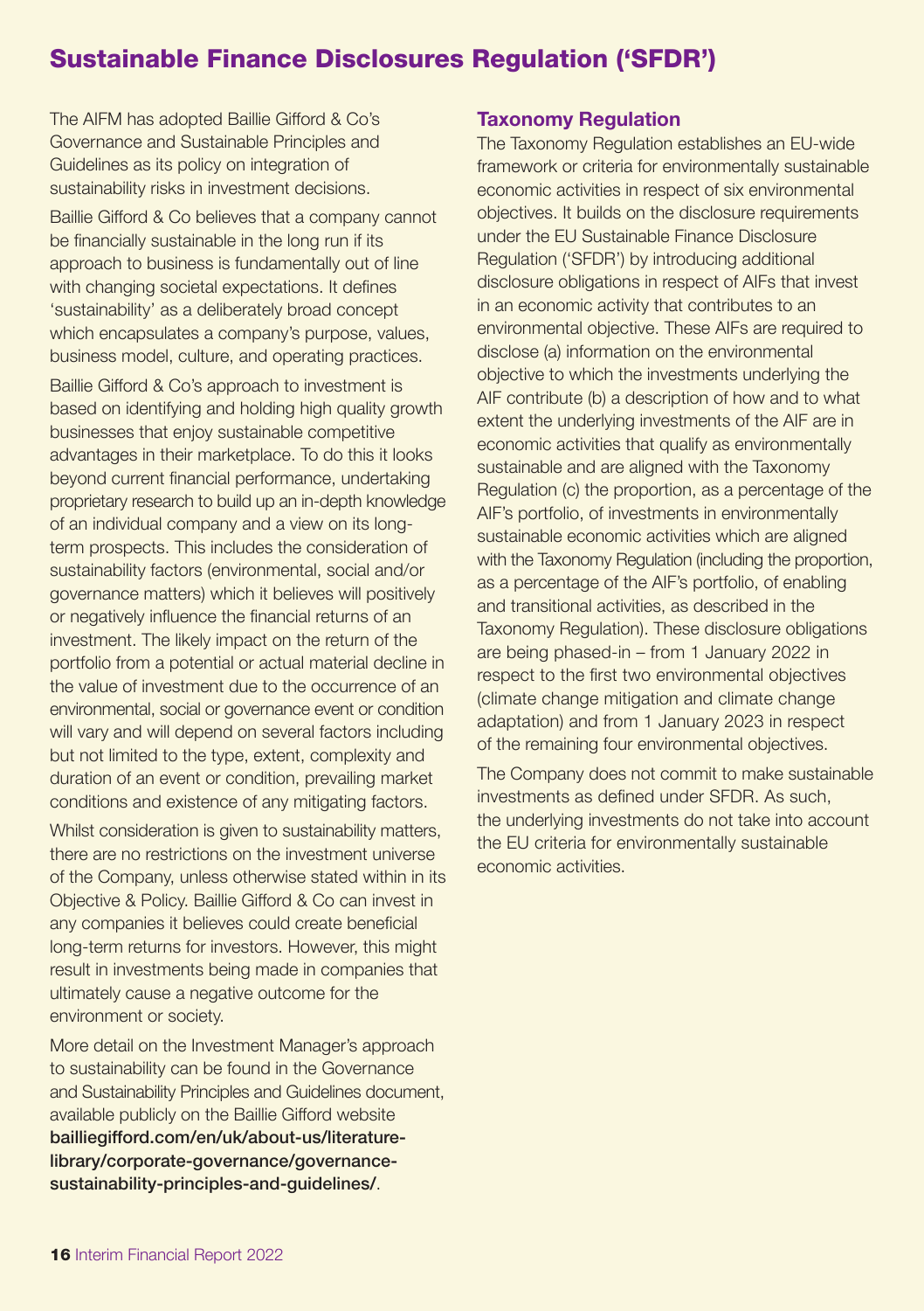# Sustainable Finance Disclosures Regulation ('SFDR')

The AIFM has adopted Baillie Gifford & Co's Governance and Sustainable Principles and Guidelines as its policy on integration of sustainability risks in investment decisions.

Baillie Gifford & Co believes that a company cannot be financially sustainable in the long run if its approach to business is fundamentally out of line with changing societal expectations. It defines 'sustainability' as a deliberately broad concept which encapsulates a company's purpose, values, business model, culture, and operating practices.

Baillie Gifford & Co's approach to investment is based on identifying and holding high quality growth businesses that enjoy sustainable competitive advantages in their marketplace. To do this it looks beyond current financial performance, undertaking proprietary research to build up an in-depth knowledge of an individual company and a view on its long-term prospects. This includes the consideration of sustainability factors (environmental, social and/or governance matters) which it believes will positively or negatively influence the financial returns of an investment. The likely impact on the return of the portfolio from a potential or actual material decline in the value of investment due to the occurrence of an environmental, social or governance event or condition will vary and will depend on several factors including but not limited to the type, extent, complexity and duration of an event or condition, prevailing market conditions and existence of any mitigating factors.

Whilst consideration is given to sustainability matters, there are no restrictions on the investment universe of the Company, unless otherwise stated within in its Objective & Policy. Baillie Gifford & Co can invest in any companies it believes could create beneficial long-term returns for investors. However, this might result in investments being made in companies that ultimately cause a negative outcome for the environment or society.

More detail on the Investment Manager's approach to sustainability can be found in the Governance and Sustainability Principles and Guidelines document, available publicly on the Baillie Gifford website **bailliegifford.com/en/uk/about-us/literature-library/corporate-governance/governance-sustainability-principles-and-guidelines/**.

## Taxonomy Regulation

The Taxonomy Regulation establishes an EU-wide framework or criteria for environmentally sustainable economic activities in respect of six environmental objectives. It builds on the disclosure requirements under the EU Sustainable Finance Disclosure Regulation ('SFDR') by introducing additional disclosure obligations in respect of AIFs that invest in an economic activity that contributes to an environmental objective. These AIFs are required to disclose (a) information on the environmental objective to which the investments underlying the AIF contribute (b) a description of how and to what extent the underlying investments of the AIF are in economic activities that qualify as environmentally sustainable and are aligned with the Taxonomy Regulation (c) the proportion, as a percentage of the AIF's portfolio, of investments in environmentally sustainable economic activities which are aligned with the Taxonomy Regulation (including the proportion, as a percentage of the AIF's portfolio, of enabling and transitional activities, as described in the Taxonomy Regulation). These disclosure obligations are being phased-in – from 1 January 2022 in respect to the first two environmental objectives (climate change mitigation and climate change adaptation) and from 1 January 2023 in respect of the remaining four environmental objectives.

The Company does not commit to make sustainable investments as defined under SFDR. As such, the underlying investments do not take into account the EU criteria for environmentally sustainable economic activities.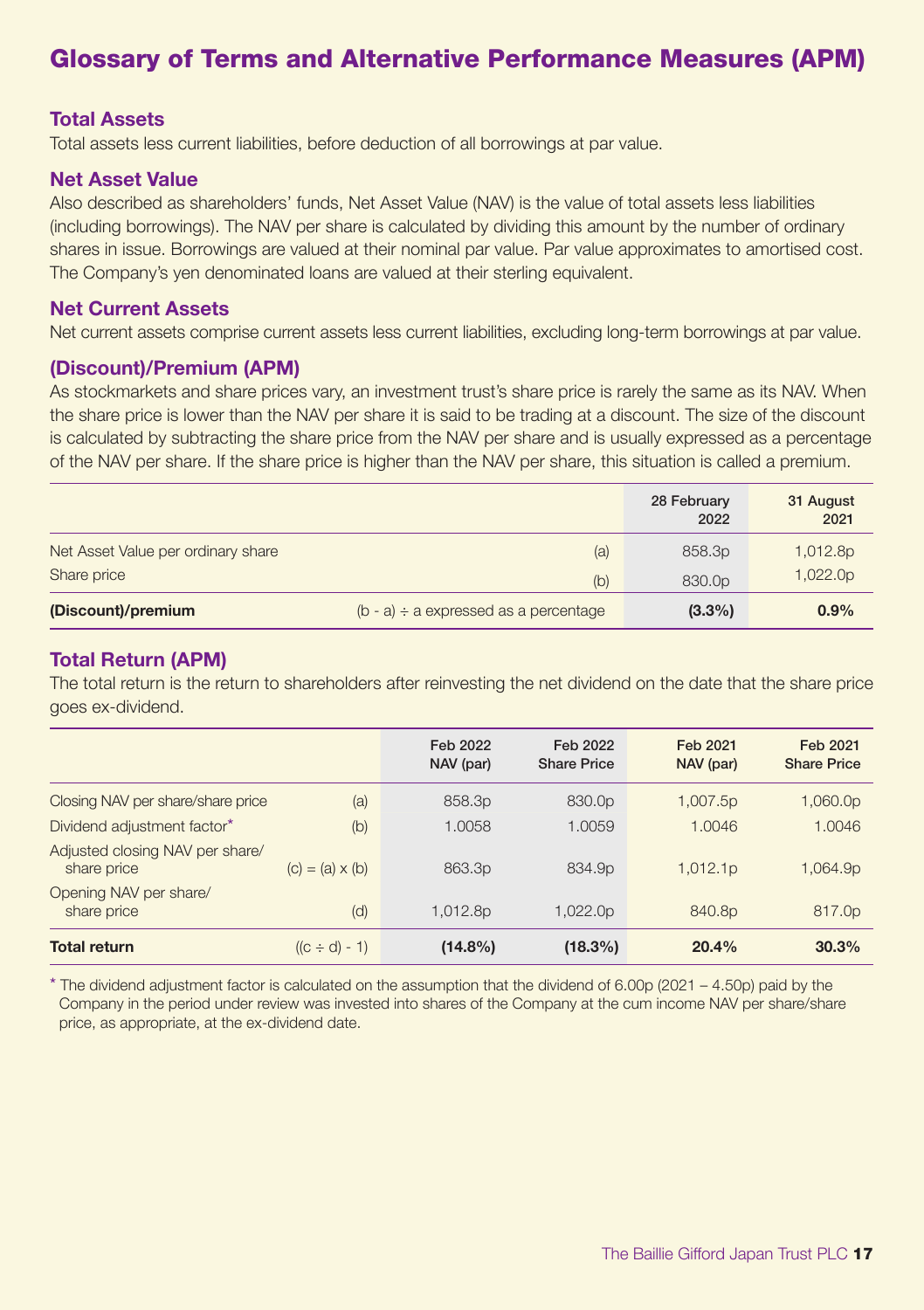# Glossary of Terms and Alternative Performance Measures (APM)

### Total Assets

Total assets less current liabilities, before deduction of all borrowings at par value.

### Net Asset Value

Also described as shareholders' funds, Net Asset Value (NAV) is the value of total assets less liabilities (including borrowings). The NAV per share is calculated by dividing this amount by the number of ordinary shares in issue. Borrowings are valued at their nominal par value. Par value approximates to amortised cost. The Company's yen denominated loans are valued at their sterling equivalent.

### Net Current Assets

Net current assets comprise current assets less current liabilities, excluding long-term borrowings at par value.

### (Discount)/Premium (APM)

As stockmarkets and share prices vary, an investment trust's share price is rarely the same as its NAV. When the share price is lower than the NAV per share it is said to be trading at a discount. The size of the discount is calculated by subtracting the share price from the NAV per share and is usually expressed as a percentage of the NAV per share. If the share price is higher than the NAV per share, this situation is called a premium.

| | | 28 February 2022 | 31 August 2021 |
|---|---|---|---|
| Net Asset Value per ordinary share | (a) | 858.3p | 1,012.8p |
| Share price | (b) | 830.0p | 1,022.0p |
| **(Discount)/premium** | (b - a) ÷ a expressed as a percentage | **(3.3%)** | **0.9%** |

### Total Return (APM)

The total return is the return to shareholders after reinvesting the net dividend on the date that the share price goes ex-dividend.

| | | Feb 2022 NAV (par) | Feb 2022 Share Price | Feb 2021 NAV (par) | Feb 2021 Share Price |
|---|---|---|---|---|---|
| Closing NAV per share/share price | (a) | 858.3p | 830.0p | 1,007.5p | 1,060.0p |
| Dividend adjustment factor* | (b) | 1.0058 | 1.0059 | 1.0046 | 1.0046 |
| Adjusted closing NAV per share/ share price | (c) = (a) x (b) | 863.3p | 834.9p | 1,012.1p | 1,064.9p |
| Opening NAV per share/ share price | (d) | 1,012.8p | 1,022.0p | 840.8p | 817.0p |
| **Total return** | ((c ÷ d) - 1) | **(14.8%)** | **(18.3%)** | **20.4%** | **30.3%** |

* The dividend adjustment factor is calculated on the assumption that the dividend of 6.00p (2021 – 4.50p) paid by the Company in the period under review was invested into shares of the Company at the cum income NAV per share/share price, as appropriate, at the ex-dividend date.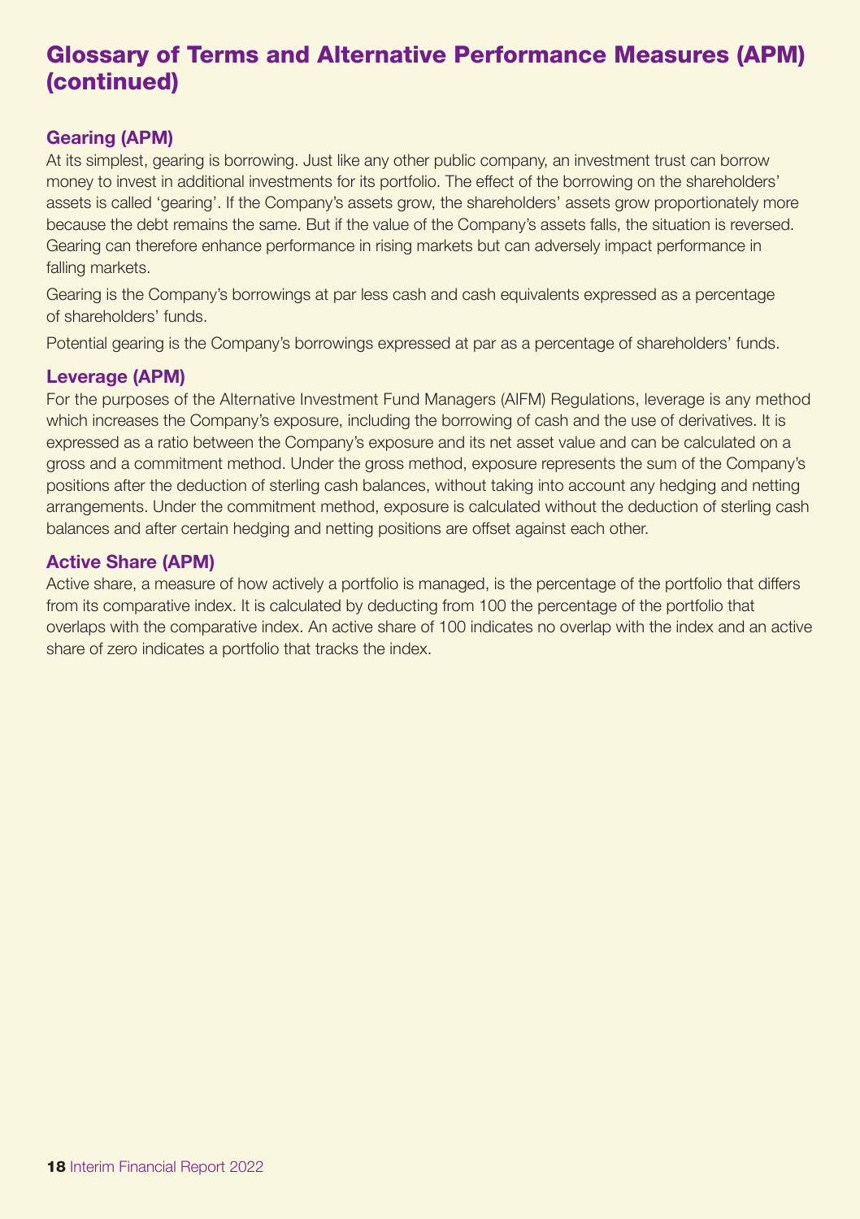# Glossary of Terms and Alternative Performance Measures (APM) (continued)

## Gearing (APM)

At its simplest, gearing is borrowing. Just like any other public company, an investment trust can borrow money to invest in additional investments for its portfolio. The effect of the borrowing on the shareholders' assets is called 'gearing'. If the Company's assets grow, the shareholders' assets grow proportionately more because the debt remains the same. But if the value of the Company's assets falls, the situation is reversed. Gearing can therefore enhance performance in rising markets but can adversely impact performance in falling markets.

Gearing is the Company's borrowings at par less cash and cash equivalents expressed as a percentage of shareholders' funds.

Potential gearing is the Company's borrowings expressed at par as a percentage of shareholders' funds.

## Leverage (APM)

For the purposes of the Alternative Investment Fund Managers (AIFM) Regulations, leverage is any method which increases the Company's exposure, including the borrowing of cash and the use of derivatives. It is expressed as a ratio between the Company's exposure and its net asset value and can be calculated on a gross and a commitment method. Under the gross method, exposure represents the sum of the Company's positions after the deduction of sterling cash balances, without taking into account any hedging and netting arrangements. Under the commitment method, exposure is calculated without the deduction of sterling cash balances and after certain hedging and netting positions are offset against each other.

## Active Share (APM)

Active share, a measure of how actively a portfolio is managed, is the percentage of the portfolio that differs from its comparative index. It is calculated by deducting from 100 the percentage of the portfolio that overlaps with the comparative index. An active share of 100 indicates no overlap with the index and an active share of zero indicates a portfolio that tracks the index.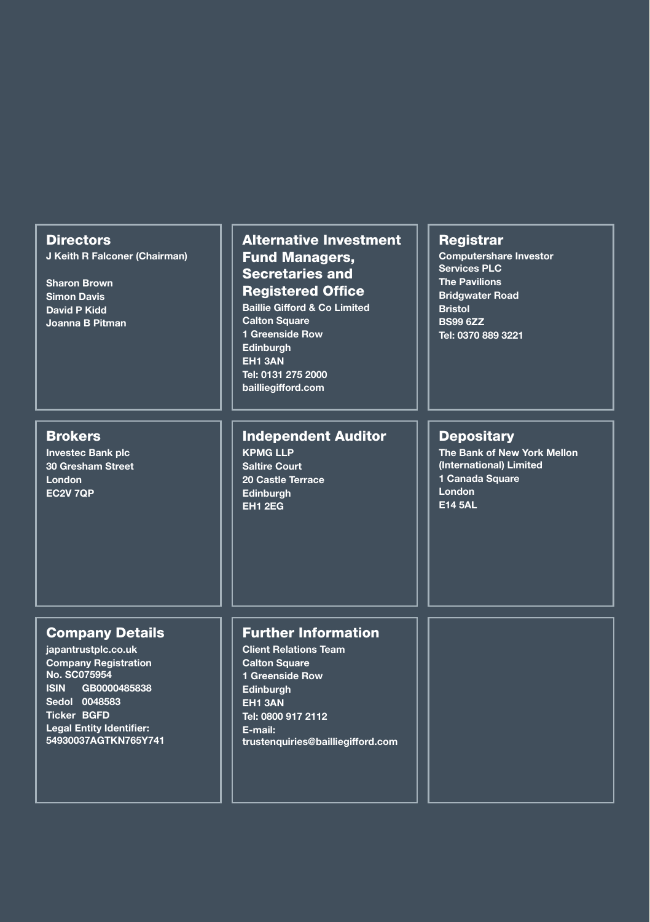## Directors

J Keith R Falconer (Chairman)

Sharon Brown
Simon Davis
David P Kidd
Joanna B Pitman

## Alternative Investment Fund Managers, Secretaries and Registered Office

Baillie Gifford & Co Limited
Calton Square
1 Greenside Row
Edinburgh
EH1 3AN
Tel: 0131 275 2000
bailliegifford.com

## Registrar

Computershare Investor Services PLC
The Pavilions
Bridgwater Road
Bristol
BS99 6ZZ
Tel: 0370 889 3221

## Brokers

Investec Bank plc
30 Gresham Street
London
EC2V 7QP

## Independent Auditor

KPMG LLP
Saltire Court
20 Castle Terrace
Edinburgh
EH1 2EG

## Depositary

The Bank of New York Mellon (International) Limited
1 Canada Square
London
E14 5AL

## Company Details

japantrustplc.co.uk
Company Registration No. SC075954
ISIN GB0000485838
Sedol 0048583
Ticker BGFD
Legal Entity Identifier: 54930037AGTKN765Y741

## Further Information

Client Relations Team
Calton Square
1 Greenside Row
Edinburgh
EH1 3AN
Tel: 0800 917 2112
E-mail:
trustenquiries@bailliegifford.com